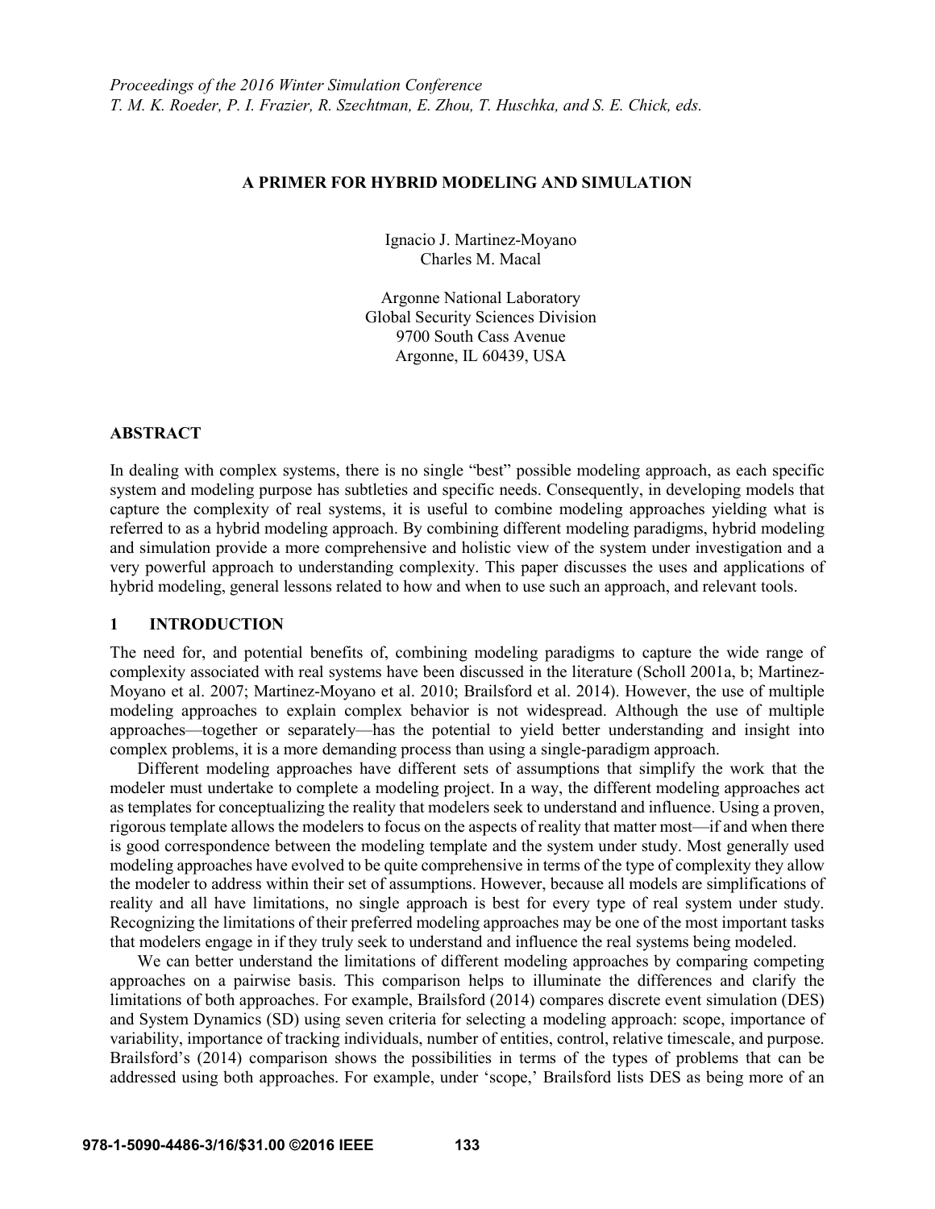# A PRIMER FOR HYBRID MODELING AND SIMULATION

Ignacio J. Martinez-Moyano
Charles M. Macal

Argonne National Laboratory
Global Security Sciences Division
9700 South Cass Avenue
Argonne, IL 60439, USA

## ABSTRACT

In dealing with complex systems, there is no single "best" possible modeling approach, as each specific system and modeling purpose has subtleties and specific needs. Consequently, in developing models that capture the complexity of real systems, it is useful to combine modeling approaches yielding what is referred to as a hybrid modeling approach. By combining different modeling paradigms, hybrid modeling and simulation provide a more comprehensive and holistic view of the system under investigation and a very powerful approach to understanding complexity. This paper discusses the uses and applications of hybrid modeling, general lessons related to how and when to use such an approach, and relevant tools.

## 1 INTRODUCTION

The need for, and potential benefits of, combining modeling paradigms to capture the wide range of complexity associated with real systems have been discussed in the literature (Scholl 2001a, b; Martinez-Moyano et al. 2007; Martinez-Moyano et al. 2010; Brailsford et al. 2014). However, the use of multiple modeling approaches to explain complex behavior is not widespread. Although the use of multiple approaches—together or separately—has the potential to yield better understanding and insight into complex problems, it is a more demanding process than using a single-paradigm approach.

Different modeling approaches have different sets of assumptions that simplify the work that the modeler must undertake to complete a modeling project. In a way, the different modeling approaches act as templates for conceptualizing the reality that modelers seek to understand and influence. Using a proven, rigorous template allows the modelers to focus on the aspects of reality that matter most—if and when there is good correspondence between the modeling template and the system under study. Most generally used modeling approaches have evolved to be quite comprehensive in terms of the type of complexity they allow the modeler to address within their set of assumptions. However, because all models are simplifications of reality and all have limitations, no single approach is best for every type of real system under study. Recognizing the limitations of their preferred modeling approaches may be one of the most important tasks that modelers engage in if they truly seek to understand and influence the real systems being modeled.

We can better understand the limitations of different modeling approaches by comparing competing approaches on a pairwise basis. This comparison helps to illuminate the differences and clarify the limitations of both approaches. For example, Brailsford (2014) compares discrete event simulation (DES) and System Dynamics (SD) using seven criteria for selecting a modeling approach: scope, importance of variability, importance of tracking individuals, number of entities, control, relative timescale, and purpose. Brailsford's (2014) comparison shows the possibilities in terms of the types of problems that can be addressed using both approaches. For example, under 'scope,' Brailsford lists DES as being more of an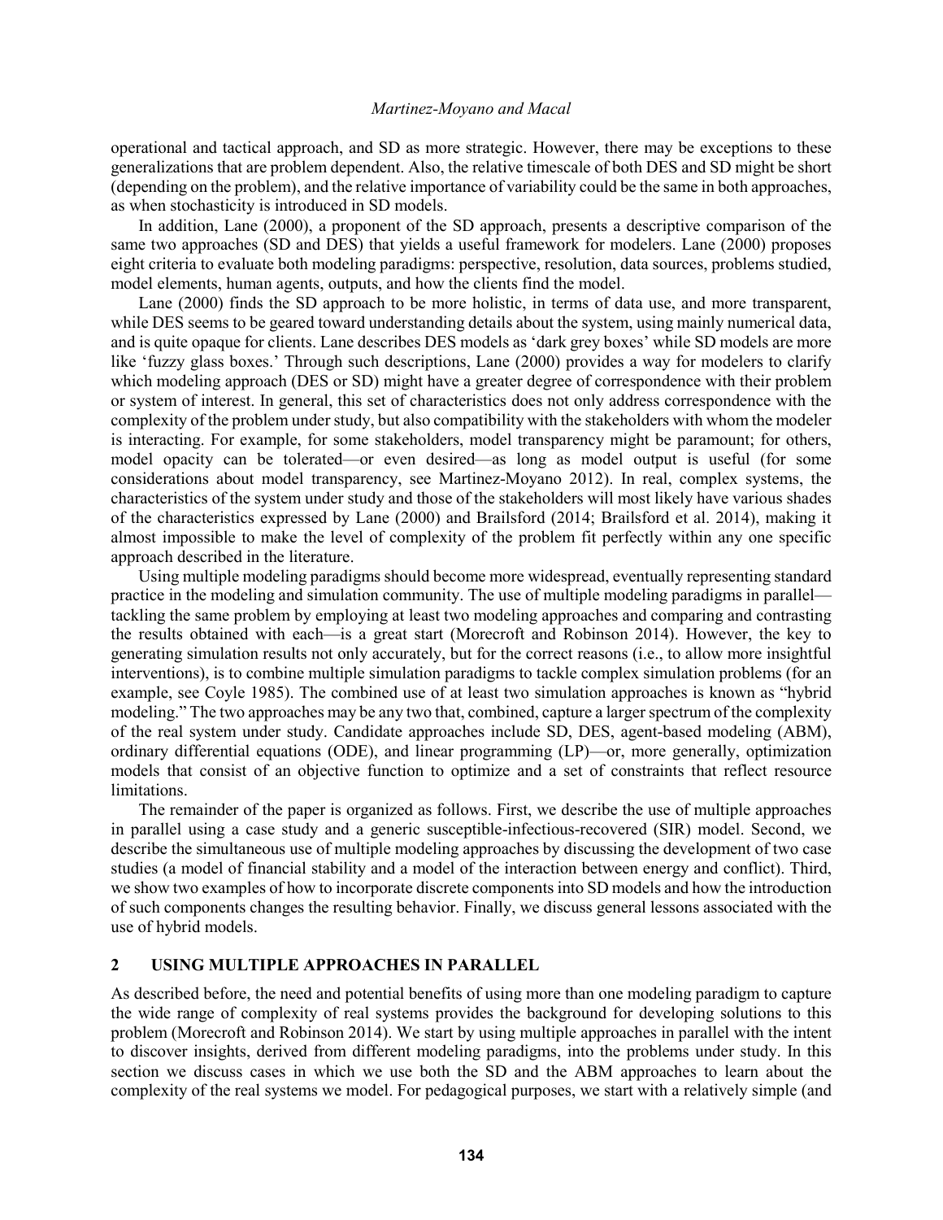operational and tactical approach, and SD as more strategic. However, there may be exceptions to these generalizations that are problem dependent. Also, the relative timescale of both DES and SD might be short (depending on the problem), and the relative importance of variability could be the same in both approaches, as when stochasticity is introduced in SD models.

In addition, Lane (2000), a proponent of the SD approach, presents a descriptive comparison of the same two approaches (SD and DES) that yields a useful framework for modelers. Lane (2000) proposes eight criteria to evaluate both modeling paradigms: perspective, resolution, data sources, problems studied, model elements, human agents, outputs, and how the clients find the model.

Lane (2000) finds the SD approach to be more holistic, in terms of data use, and more transparent, while DES seems to be geared toward understanding details about the system, using mainly numerical data, and is quite opaque for clients. Lane describes DES models as 'dark grey boxes' while SD models are more like 'fuzzy glass boxes.' Through such descriptions, Lane (2000) provides a way for modelers to clarify which modeling approach (DES or SD) might have a greater degree of correspondence with their problem or system of interest. In general, this set of characteristics does not only address correspondence with the complexity of the problem under study, but also compatibility with the stakeholders with whom the modeler is interacting. For example, for some stakeholders, model transparency might be paramount; for others, model opacity can be tolerated—or even desired—as long as model output is useful (for some considerations about model transparency, see Martinez-Moyano 2012). In real, complex systems, the characteristics of the system under study and those of the stakeholders will most likely have various shades of the characteristics expressed by Lane (2000) and Brailsford (2014; Brailsford et al. 2014), making it almost impossible to make the level of complexity of the problem fit perfectly within any one specific approach described in the literature.

Using multiple modeling paradigms should become more widespread, eventually representing standard practice in the modeling and simulation community. The use of multiple modeling paradigms in parallel—tackling the same problem by employing at least two modeling approaches and comparing and contrasting the results obtained with each—is a great start (Morecroft and Robinson 2014). However, the key to generating simulation results not only accurately, but for the correct reasons (i.e., to allow more insightful interventions), is to combine multiple simulation paradigms to tackle complex simulation problems (for an example, see Coyle 1985). The combined use of at least two simulation approaches is known as "hybrid modeling." The two approaches may be any two that, combined, capture a larger spectrum of the complexity of the real system under study. Candidate approaches include SD, DES, agent-based modeling (ABM), ordinary differential equations (ODE), and linear programming (LP)—or, more generally, optimization models that consist of an objective function to optimize and a set of constraints that reflect resource limitations.

The remainder of the paper is organized as follows. First, we describe the use of multiple approaches in parallel using a case study and a generic susceptible-infectious-recovered (SIR) model. Second, we describe the simultaneous use of multiple modeling approaches by discussing the development of two case studies (a model of financial stability and a model of the interaction between energy and conflict). Third, we show two examples of how to incorporate discrete components into SD models and how the introduction of such components changes the resulting behavior. Finally, we discuss general lessons associated with the use of hybrid models.

## 2 USING MULTIPLE APPROACHES IN PARALLEL

As described before, the need and potential benefits of using more than one modeling paradigm to capture the wide range of complexity of real systems provides the background for developing solutions to this problem (Morecroft and Robinson 2014). We start by using multiple approaches in parallel with the intent to discover insights, derived from different modeling paradigms, into the problems under study. In this section we discuss cases in which we use both the SD and the ABM approaches to learn about the complexity of the real systems we model. For pedagogical purposes, we start with a relatively simple (and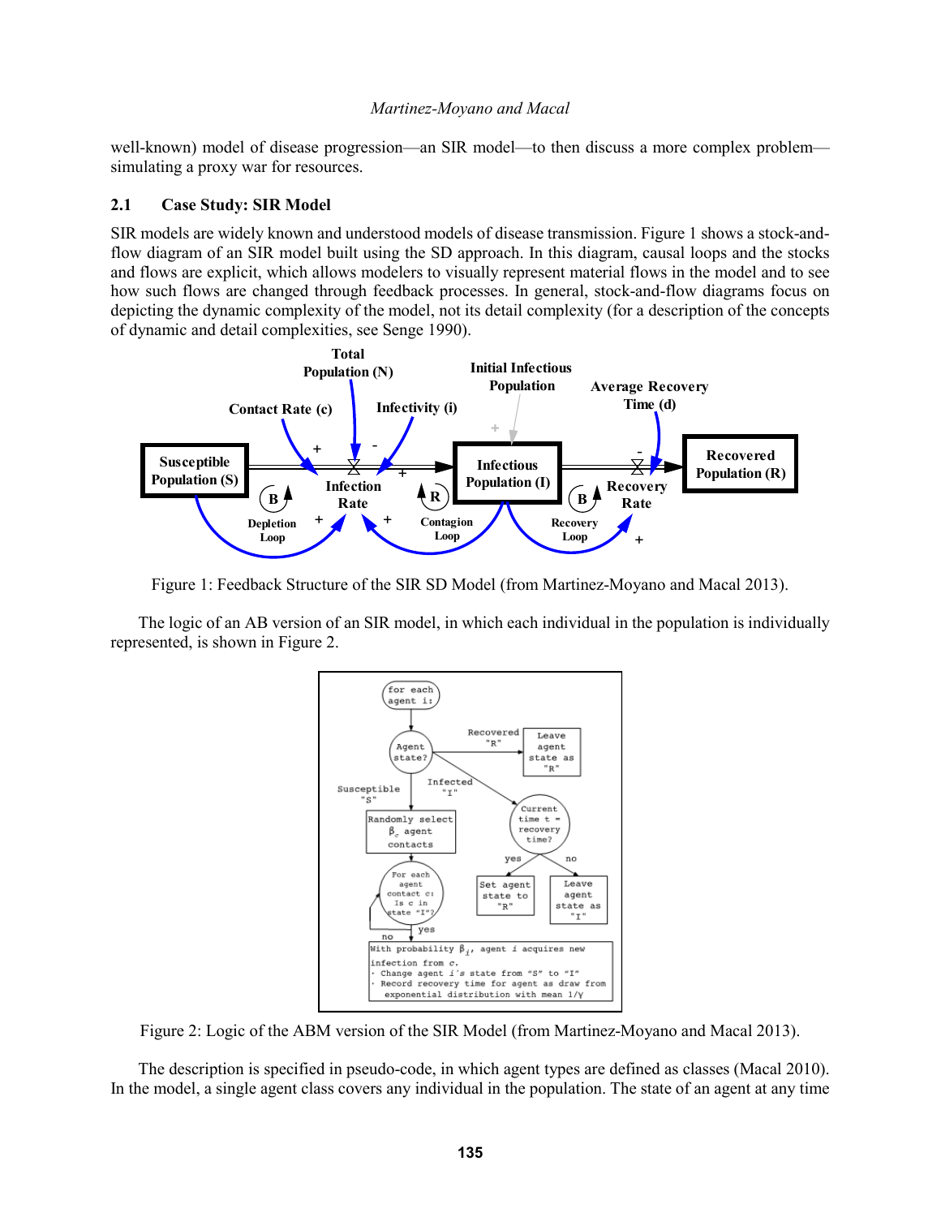well-known) model of disease progression—an SIR model—to then discuss a more complex problem—simulating a proxy war for resources.

### 2.1 Case Study: SIR Model

SIR models are widely known and understood models of disease transmission. Figure 1 shows a stock-and-flow diagram of an SIR model built using the SD approach. In this diagram, causal loops and the stocks and flows are explicit, which allows modelers to visually represent material flows in the model and to see how such flows are changed through feedback processes. In general, stock-and-flow diagrams focus on depicting the dynamic complexity of the model, not its detail complexity (for a description of the concepts of dynamic and detail complexities, see Senge 1990).

Total Population (N)
Contact Rate (c)
Infectivity (i)
Initial Infectious Population
Average Recovery Time (d)
Susceptible Population (S)
Infection Rate
Infectious Population (I)
Recovery Rate
Recovered Population (R)
Depletion Loop
Contagion Loop
Recovery Loop
B
R
B
+
-
+
+
+
+
-
+

Figure 1: Feedback Structure of the SIR SD Model (from Martinez-Moyano and Macal 2013).

The logic of an AB version of an SIR model, in which each individual in the population is individually represented, is shown in Figure 2.

for each agent i:
Agent state?
Recovered "R"
Leave agent state as "R"
Susceptible "S"
Infected "I"
Randomly select $\beta_c$ agent contacts
Current time t = recovery time?
yes
no
Set agent state to "R"
Leave agent state as "I"
For each agent contact c: Is c in state "I"?
no
yes
With probability $\beta_i$, agent i acquires new infection from c.
· Change agent i's state from "S" to "I"
· Record recovery time for agent as draw from exponential distribution with mean 1/γ

Figure 2: Logic of the ABM version of the SIR Model (from Martinez-Moyano and Macal 2013).

The description is specified in pseudo-code, in which agent types are defined as classes (Macal 2010). In the model, a single agent class covers any individual in the population. The state of an agent at any time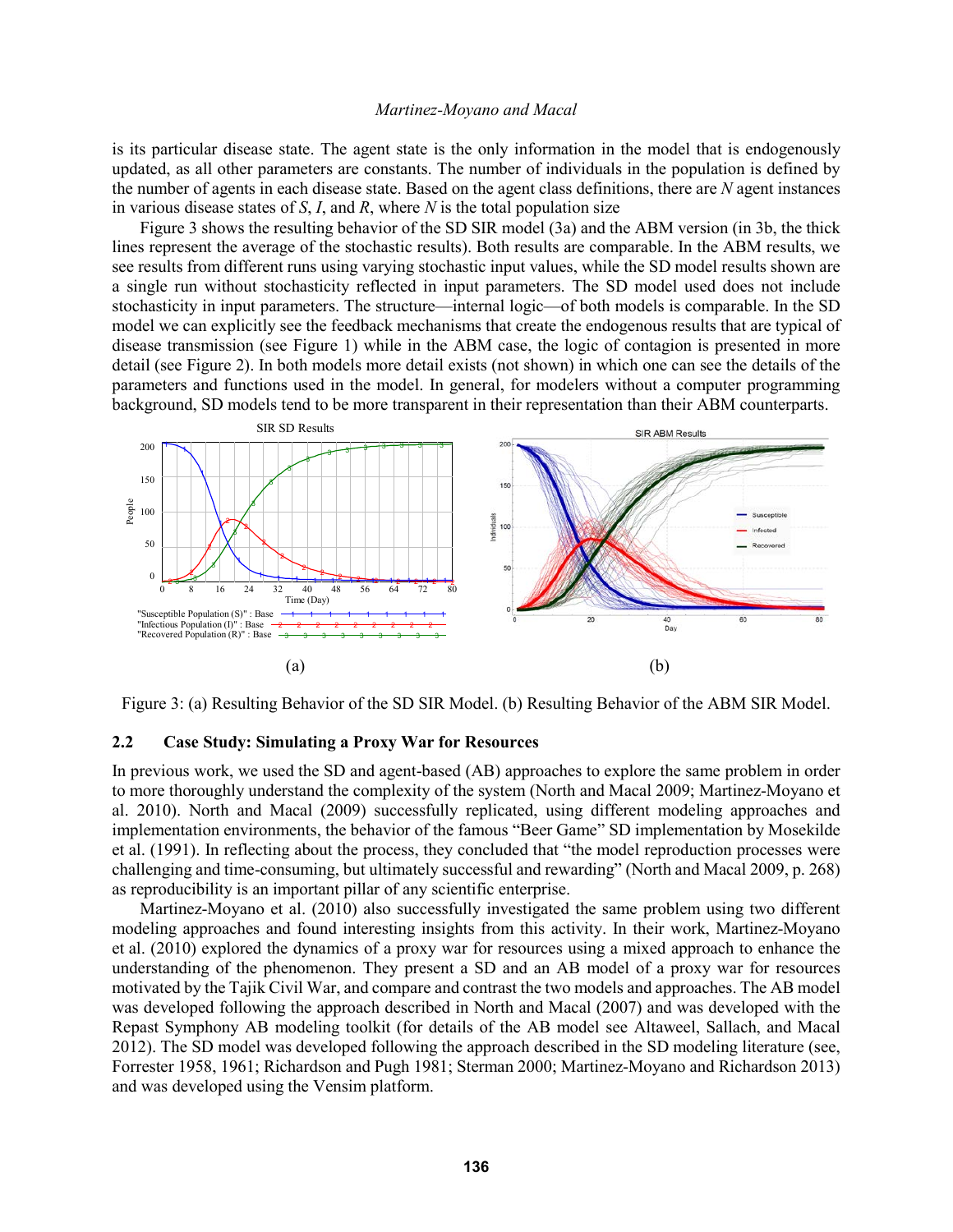is its particular disease state. The agent state is the only information in the model that is endogenously updated, as all other parameters are constants. The number of individuals in the population is defined by the number of agents in each disease state. Based on the agent class definitions, there are $N$ agent instances in various disease states of $S$, $I$, and $R$, where $N$ is the total population size

Figure 3 shows the resulting behavior of the SD SIR model (3a) and the ABM version (in 3b, the thick lines represent the average of the stochastic results). Both results are comparable. In the ABM results, we see results from different runs using varying stochastic input values, while the SD model results shown are a single run without stochasticity reflected in input parameters. The SD model used does not include stochasticity in input parameters. The structure—internal logic—of both models is comparable. In the SD model we can explicitly see the feedback mechanisms that create the endogenous results that are typical of disease transmission (see Figure 1) while in the ABM case, the logic of contagion is presented in more detail (see Figure 2). In both models more detail exists (not shown) in which one can see the details of the parameters and functions used in the model. In general, for modelers without a computer programming background, SD models tend to be more transparent in their representation than their ABM counterparts.

SIR SD Results

People

200
150
100
50
0

0 8 16 24 32 40 48 56 64 72 80

Time (Day)

"Susceptible Population (S)" : Base
"Infectious Population (I)" : Base
"Recovered Population (R)" : Base

(a)

SIR ABM Results

Individuals

200
150
100
50
0

0 20 40 60 80

Day

Susceptible
Infected
Recovered

(b)

Figure 3: (a) Resulting Behavior of the SD SIR Model. (b) Resulting Behavior of the ABM SIR Model.

## 2.2 Case Study: Simulating a Proxy War for Resources

In previous work, we used the SD and agent-based (AB) approaches to explore the same problem in order to more thoroughly understand the complexity of the system (North and Macal 2009; Martinez-Moyano et al. 2010). North and Macal (2009) successfully replicated, using different modeling approaches and implementation environments, the behavior of the famous "Beer Game" SD implementation by Mosekilde et al. (1991). In reflecting about the process, they concluded that "the model reproduction processes were challenging and time-consuming, but ultimately successful and rewarding" (North and Macal 2009, p. 268) as reproducibility is an important pillar of any scientific enterprise.

Martinez-Moyano et al. (2010) also successfully investigated the same problem using two different modeling approaches and found interesting insights from this activity. In their work, Martinez-Moyano et al. (2010) explored the dynamics of a proxy war for resources using a mixed approach to enhance the understanding of the phenomenon. They present a SD and an AB model of a proxy war for resources motivated by the Tajik Civil War, and compare and contrast the two models and approaches. The AB model was developed following the approach described in North and Macal (2007) and was developed with the Repast Symphony AB modeling toolkit (for details of the AB model see Altaweel, Sallach, and Macal 2012). The SD model was developed following the approach described in the SD modeling literature (see, Forrester 1958, 1961; Richardson and Pugh 1981; Sterman 2000; Martinez-Moyano and Richardson 2013) and was developed using the Vensim platform.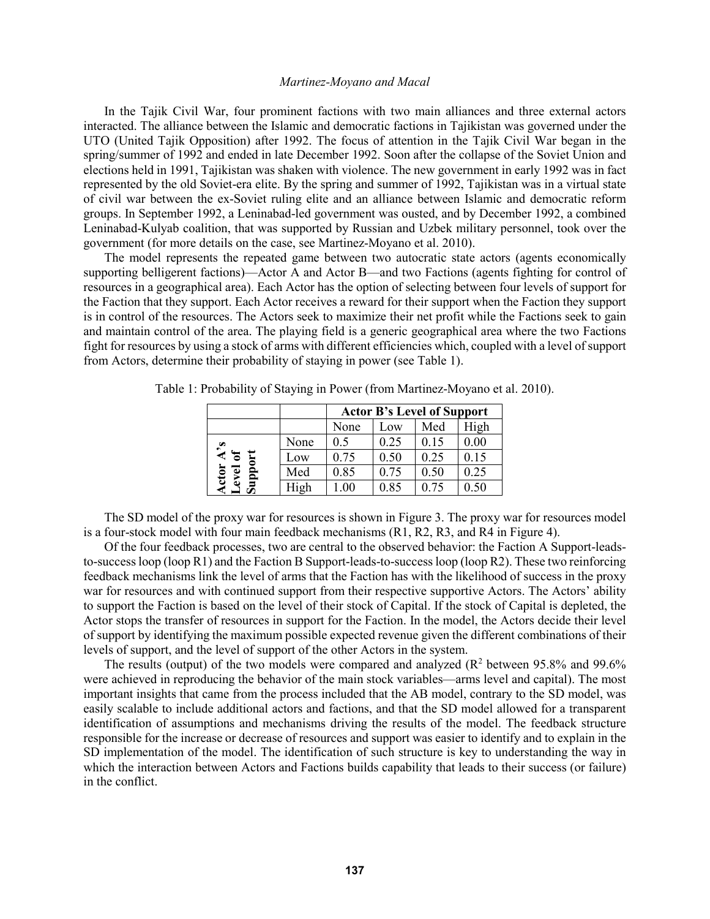In the Tajik Civil War, four prominent factions with two main alliances and three external actors interacted. The alliance between the Islamic and democratic factions in Tajikistan was governed under the UTO (United Tajik Opposition) after 1992. The focus of attention in the Tajik Civil War began in the spring/summer of 1992 and ended in late December 1992. Soon after the collapse of the Soviet Union and elections held in 1991, Tajikistan was shaken with violence. The new government in early 1992 was in fact represented by the old Soviet-era elite. By the spring and summer of 1992, Tajikistan was in a virtual state of civil war between the ex-Soviet ruling elite and an alliance between Islamic and democratic reform groups. In September 1992, a Leninabad-led government was ousted, and by December 1992, a combined Leninabad-Kulyab coalition, that was supported by Russian and Uzbek military personnel, took over the government (for more details on the case, see Martinez-Moyano et al. 2010).

The model represents the repeated game between two autocratic state actors (agents economically supporting belligerent factions)—Actor A and Actor B—and two Factions (agents fighting for control of resources in a geographical area). Each Actor has the option of selecting between four levels of support for the Faction that they support. Each Actor receives a reward for their support when the Faction they support is in control of the resources. The Actors seek to maximize their net profit while the Factions seek to gain and maintain control of the area. The playing field is a generic geographical area where the two Factions fight for resources by using a stock of arms with different efficiencies which, coupled with a level of support from Actors, determine their probability of staying in power (see Table 1).

Table 1: Probability of Staying in Power (from Martinez-Moyano et al. 2010).

| | | Actor B's Level of Support | | | |
|---|---|---|---|---|---|
| | | None | Low | Med | High |
| Actor A's Level of Support | None | 0.5 | 0.25 | 0.15 | 0.00 |
| | Low | 0.75 | 0.50 | 0.25 | 0.15 |
| | Med | 0.85 | 0.75 | 0.50 | 0.25 |
| | High | 1.00 | 0.85 | 0.75 | 0.50 |

The SD model of the proxy war for resources is shown in Figure 3. The proxy war for resources model is a four-stock model with four main feedback mechanisms (R1, R2, R3, and R4 in Figure 4).

Of the four feedback processes, two are central to the observed behavior: the Faction A Support-leads-to-success loop (loop R1) and the Faction B Support-leads-to-success loop (loop R2). These two reinforcing feedback mechanisms link the level of arms that the Faction has with the likelihood of success in the proxy war for resources and with continued support from their respective supportive Actors. The Actors' ability to support the Faction is based on the level of their stock of Capital. If the stock of Capital is depleted, the Actor stops the transfer of resources in support for the Faction. In the model, the Actors decide their level of support by identifying the maximum possible expected revenue given the different combinations of their levels of support, and the level of support of the other Actors in the system.

The results (output) of the two models were compared and analyzed ($R^2$ between 95.8% and 99.6% were achieved in reproducing the behavior of the main stock variables—arms level and capital). The most important insights that came from the process included that the AB model, contrary to the SD model, was easily scalable to include additional actors and factions, and that the SD model allowed for a transparent identification of assumptions and mechanisms driving the results of the model. The feedback structure responsible for the increase or decrease of resources and support was easier to identify and to explain in the SD implementation of the model. The identification of such structure is key to understanding the way in which the interaction between Actors and Factions builds capability that leads to their success (or failure) in the conflict.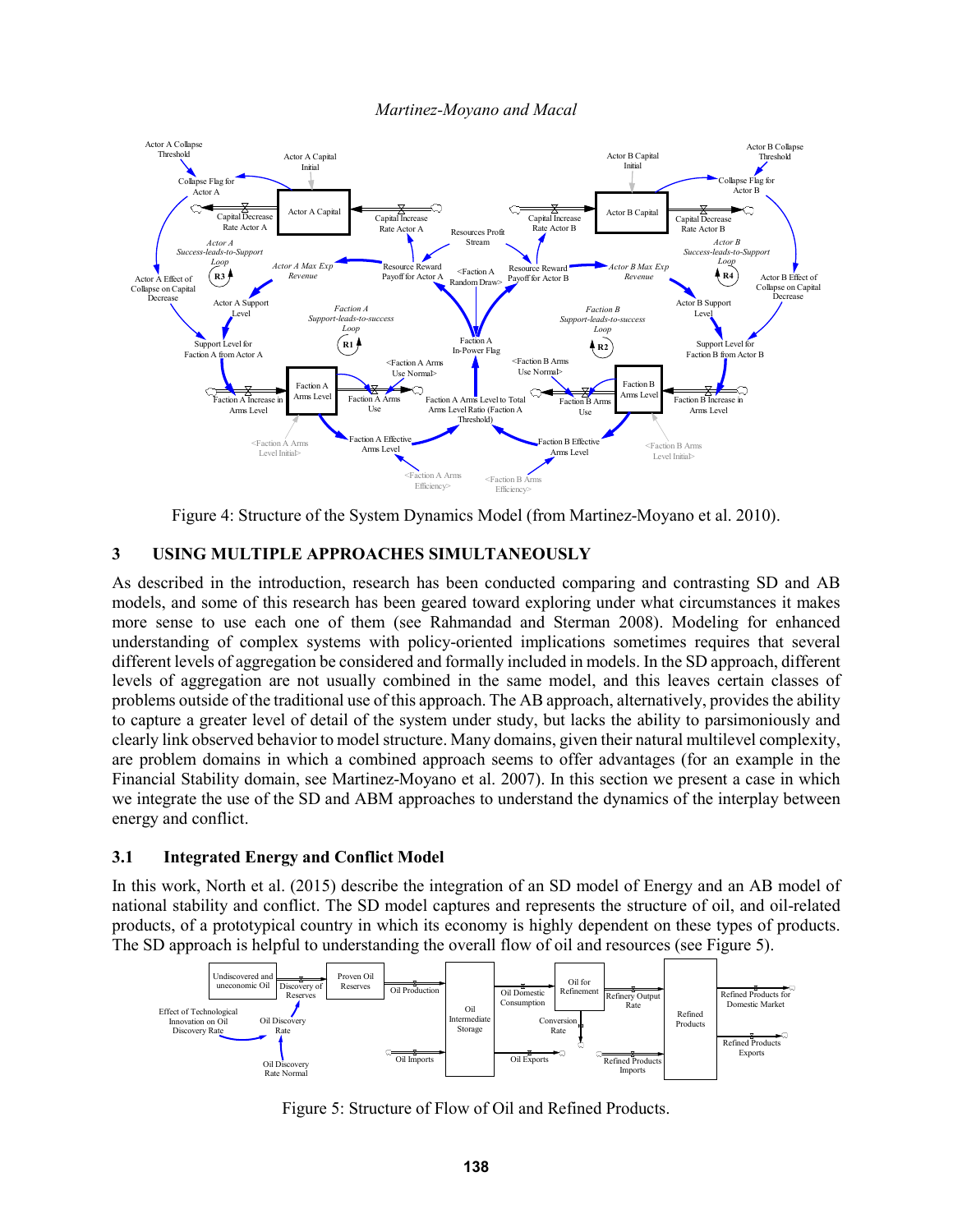Figure 4: Structure of the System Dynamics Model (from Martinez-Moyano et al. 2010).

## 3 USING MULTIPLE APPROACHES SIMULTANEOUSLY

As described in the introduction, research has been conducted comparing and contrasting SD and AB models, and some of this research has been geared toward exploring under what circumstances it makes more sense to use each one of them (see Rahmandad and Sterman 2008). Modeling for enhanced understanding of complex systems with policy-oriented implications sometimes requires that several different levels of aggregation be considered and formally included in models. In the SD approach, different levels of aggregation are not usually combined in the same model, and this leaves certain classes of problems outside of the traditional use of this approach. The AB approach, alternatively, provides the ability to capture a greater level of detail of the system under study, but lacks the ability to parsimoniously and clearly link observed behavior to model structure. Many domains, given their natural multilevel complexity, are problem domains in which a combined approach seems to offer advantages (for an example in the Financial Stability domain, see Martinez-Moyano et al. 2007). In this section we present a case in which we integrate the use of the SD and ABM approaches to understand the dynamics of the interplay between energy and conflict.

### 3.1 Integrated Energy and Conflict Model

In this work, North et al. (2015) describe the integration of an SD model of Energy and an AB model of national stability and conflict. The SD model captures and represents the structure of oil, and oil-related products, of a prototypical country in which its economy is highly dependent on these types of products. The SD approach is helpful to understanding the overall flow of oil and resources (see Figure 5).

Figure 5: Structure of Flow of Oil and Refined Products.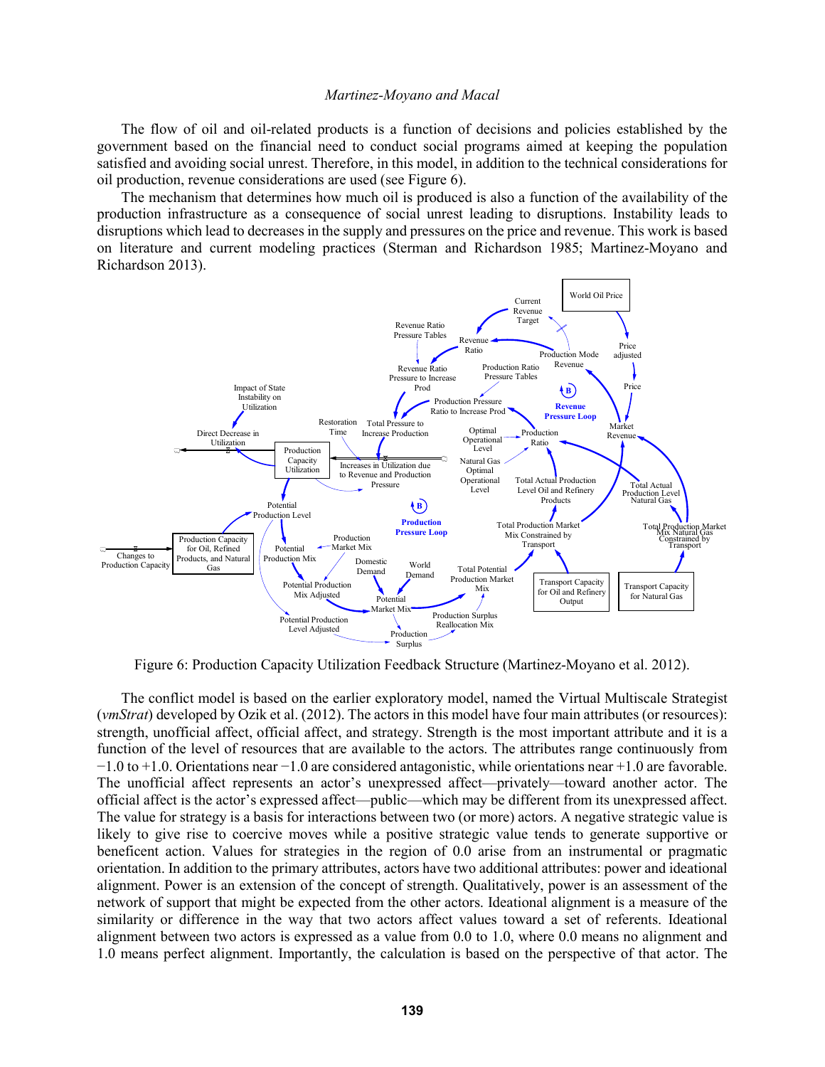The flow of oil and oil-related products is a function of decisions and policies established by the government based on the financial need to conduct social programs aimed at keeping the population satisfied and avoiding social unrest. Therefore, in this model, in addition to the technical considerations for oil production, revenue considerations are used (see Figure 6).

The mechanism that determines how much oil is produced is also a function of the availability of the production infrastructure as a consequence of social unrest leading to disruptions. Instability leads to disruptions which lead to decreases in the supply and pressures on the price and revenue. This work is based on literature and current modeling practices (Sterman and Richardson 1985; Martinez-Moyano and Richardson 2013).

World Oil Price
Current Revenue Target
Revenue Ratio Pressure Tables
Revenue Ratio
Production Mode Revenue
Price adjusted
Price
Revenue Ratio Pressure to Increase Prod
Production Ratio Pressure Tables
Revenue Pressure Loop
Impact of State Instability on Utilization
Production Pressure Ratio to Increase Prod
Market Revenue
Direct Decrease in Utilization
Restoration Time
Total Pressure to Increase Production
Optimal Operational Level
Production Ratio
Production Capacity Utilization
Increases in Utilization due to Revenue and Production Pressure
Natural Gas Optimal Operational Level
Total Actual Production Level Oil and Refinery Products
Total Actual Production Level Natural Gas
Potential Production Level
Production Pressure Loop
Total Production Market Mix Constrained by Transport
Total Production Market Mix Natural Gas Constrained by Transport
Production Capacity for Oil, Refined Products, and Natural Gas
Changes to Production Capacity
Potential Production Mix
Production Market Mix
Domestic Demand
World Demand
Total Potential Production Market Mix
Transport Capacity for Oil and Refinery Output
Transport Capacity for Natural Gas
Potential Production Mix Adjusted
Potential Market Mix
Production Surplus Reallocation Mix
Potential Production Level Adjusted
Production Surplus

Figure 6: Production Capacity Utilization Feedback Structure (Martinez-Moyano et al. 2012).

The conflict model is based on the earlier exploratory model, named the Virtual Multiscale Strategist (*vmStrat*) developed by Ozik et al. (2012). The actors in this model have four main attributes (or resources): strength, unofficial affect, official affect, and strategy. Strength is the most important attribute and it is a function of the level of resources that are available to the actors. The attributes range continuously from −1.0 to +1.0. Orientations near −1.0 are considered antagonistic, while orientations near +1.0 are favorable. The unofficial affect represents an actor's unexpressed affect—privately—toward another actor. The official affect is the actor's expressed affect—public—which may be different from its unexpressed affect. The value for strategy is a basis for interactions between two (or more) actors. A negative strategic value is likely to give rise to coercive moves while a positive strategic value tends to generate supportive or beneficent action. Values for strategies in the region of 0.0 arise from an instrumental or pragmatic orientation. In addition to the primary attributes, actors have two additional attributes: power and ideational alignment. Power is an extension of the concept of strength. Qualitatively, power is an assessment of the network of support that might be expected from the other actors. Ideational alignment is a measure of the similarity or difference in the way that two actors affect values toward a set of referents. Ideational alignment between two actors is expressed as a value from 0.0 to 1.0, where 0.0 means no alignment and 1.0 means perfect alignment. Importantly, the calculation is based on the perspective of that actor. The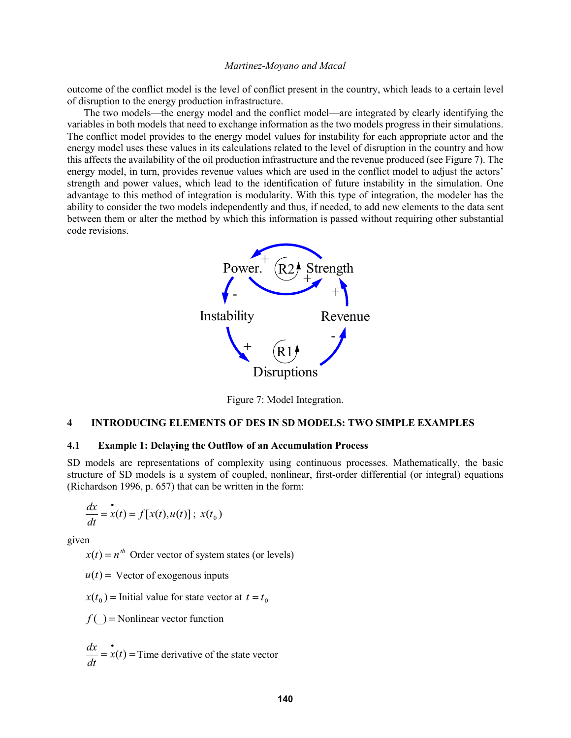outcome of the conflict model is the level of conflict present in the country, which leads to a certain level of disruption to the energy production infrastructure.

The two models—the energy model and the conflict model—are integrated by clearly identifying the variables in both models that need to exchange information as the two models progress in their simulations. The conflict model provides to the energy model values for instability for each appropriate actor and the energy model uses these values in its calculations related to the level of disruption in the country and how this affects the availability of the oil production infrastructure and the revenue produced (see Figure 7). The energy model, in turn, provides revenue values which are used in the conflict model to adjust the actors' strength and power values, which lead to the identification of future instability in the simulation. One advantage to this method of integration is modularity. With this type of integration, the modeler has the ability to consider the two models independently and thus, if needed, to add new elements to the data sent between them or alter the method by which this information is passed without requiring other substantial code revisions.

Power.
R2
Strength
+
+
-
+
Instability
Revenue
+
-
R1
Disruptions

Figure 7: Model Integration.

## 4 INTRODUCING ELEMENTS OF DES IN SD MODELS: TWO SIMPLE EXAMPLES

### 4.1 Example 1: Delaying the Outflow of an Accumulation Process

SD models are representations of complexity using continuous processes. Mathematically, the basic structure of SD models is a system of coupled, nonlinear, first-order differential (or integral) equations (Richardson 1996, p. 657) that can be written in the form:

$$\frac{dx}{dt} = \dot{x}(t) = f[x(t), u(t)]\,;\ x(t_0)$$

given

$x(t) = n^{th}$ Order vector of system states (or levels)

$u(t) =$ Vector of exogenous inputs

$x(t_0) =$ Initial value for state vector at $t = t_0$

$f(\_) =$ Nonlinear vector function

$\frac{dx}{dt} = \dot{x}(t) =$ Time derivative of the state vector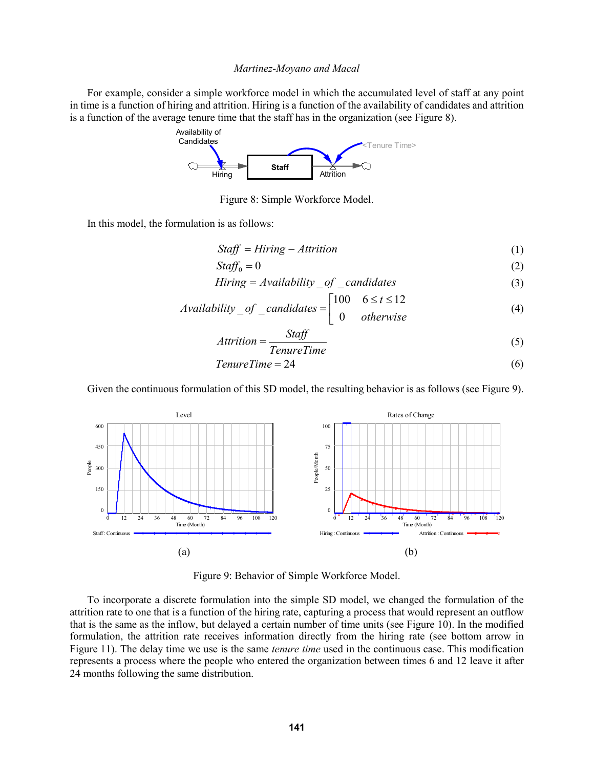For example, consider a simple workforce model in which the accumulated level of staff at any point in time is a function of hiring and attrition. Hiring is a function of the availability of candidates and attrition is a function of the average tenure time that the staff has in the organization (see Figure 8).

Availability of Candidates

Staff

Hiring

Attrition

<Tenure Time>

Figure 8: Simple Workforce Model.

In this model, the formulation is as follows:

$$\dot{Staff} = Hiring - Attrition \tag{1}$$

$$Staff_0 = 0 \tag{2}$$

$$Hiring = Availability\_of\_candidates \tag{3}$$

$$Availability\_of\_candidates = \begin{cases} 100 & 6 \le t \le 12 \\ 0 & otherwise \end{cases} \tag{4}$$

$$Attrition = \frac{Staff}{TenureTime} \tag{5}$$

$$TenureTime = 24 \tag{6}$$

Given the continuous formulation of this SD model, the resulting behavior is as follows (see Figure 9).

Level

600
450
300
150
0

People

0 12 24 36 48 60 72 84 96 108 120

Time (Month)

Staff : Continuous

(a)

Rates of Change

100
75
50
25
0

People/Month

0 12 24 36 48 60 72 84 96 108 120

Time (Month)

Hiring : Continuous

Attrition : Continuous

(b)

Figure 9: Behavior of Simple Workforce Model.

To incorporate a discrete formulation into the simple SD model, we changed the formulation of the attrition rate to one that is a function of the hiring rate, capturing a process that would represent an outflow that is the same as the inflow, but delayed a certain number of time units (see Figure 10). In the modified formulation, the attrition rate receives information directly from the hiring rate (see bottom arrow in Figure 11). The delay time we use is the same *tenure time* used in the continuous case. This modification represents a process where the people who entered the organization between times 6 and 12 leave it after 24 months following the same distribution.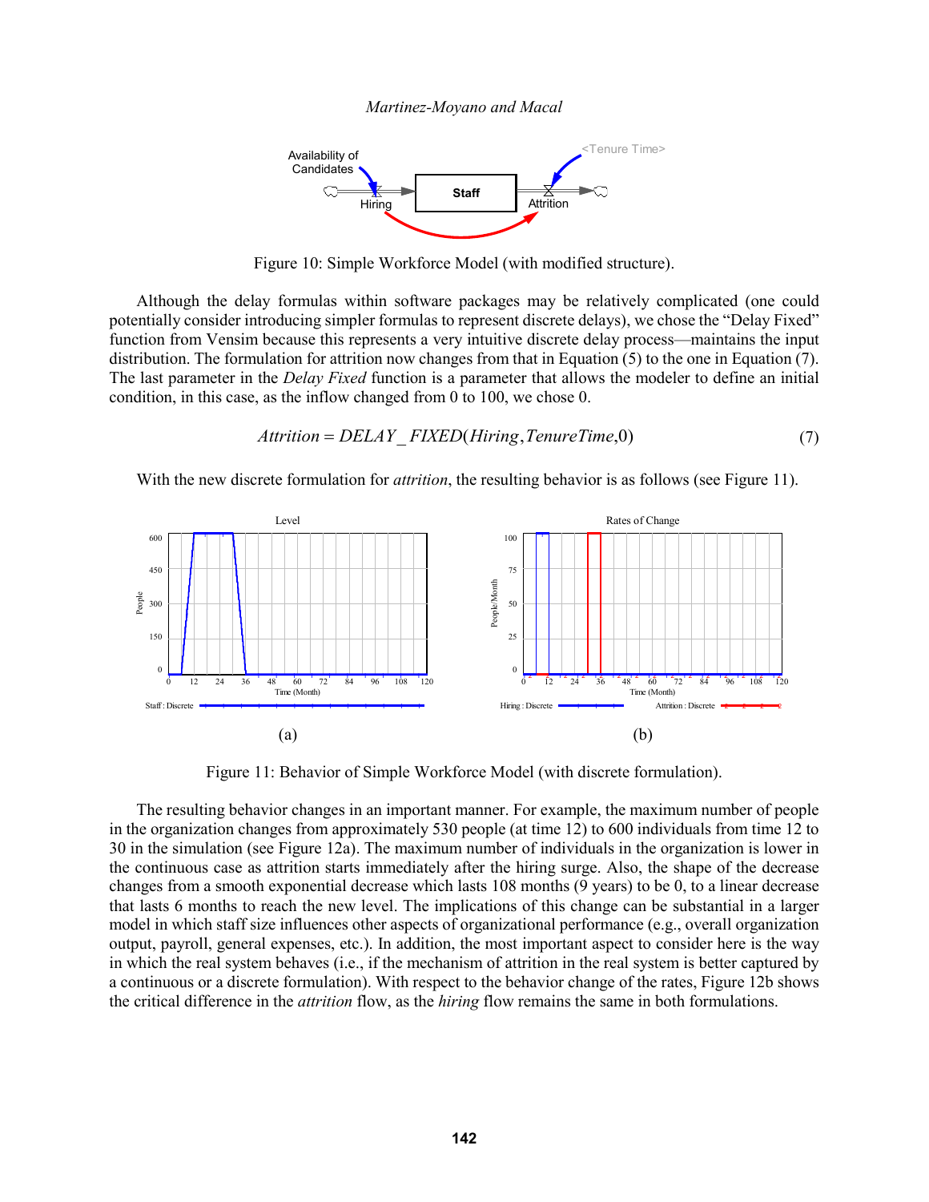Availability of Candidates

<Tenure Time>

Hiring

Staff

Attrition

Figure 10: Simple Workforce Model (with modified structure).

Although the delay formulas within software packages may be relatively complicated (one could potentially consider introducing simpler formulas to represent discrete delays), we chose the "Delay Fixed" function from Vensim because this represents a very intuitive discrete delay process—maintains the input distribution. The formulation for attrition now changes from that in Equation (5) to the one in Equation (7). The last parameter in the *Delay Fixed* function is a parameter that allows the modeler to define an initial condition, in this case, as the inflow changed from 0 to 100, we chose 0.

$$Attrition = DELAY\_FIXED(Hiring, TenureTime, 0) \tag{7}$$

With the new discrete formulation for *attrition*, the resulting behavior is as follows (see Figure 11).

Level

600
450
300
150
0

People

0 12 24 36 48 60 72 84 96 108 120
Time (Month)

Staff : Discrete

(a)

Rates of Change

100
75
50
25
0

People/Month

0 12 24 36 48 60 72 84 96 108 120
Time (Month)

Hiring : Discrete

Attrition : Discrete

(b)

Figure 11: Behavior of Simple Workforce Model (with discrete formulation).

The resulting behavior changes in an important manner. For example, the maximum number of people in the organization changes from approximately 530 people (at time 12) to 600 individuals from time 12 to 30 in the simulation (see Figure 12a). The maximum number of individuals in the organization is lower in the continuous case as attrition starts immediately after the hiring surge. Also, the shape of the decrease changes from a smooth exponential decrease which lasts 108 months (9 years) to be 0, to a linear decrease that lasts 6 months to reach the new level. The implications of this change can be substantial in a larger model in which staff size influences other aspects of organizational performance (e.g., overall organization output, payroll, general expenses, etc.). In addition, the most important aspect to consider here is the way in which the real system behaves (i.e., if the mechanism of attrition in the real system is better captured by a continuous or a discrete formulation). With respect to the behavior change of the rates, Figure 12b shows the critical difference in the *attrition* flow, as the *hiring* flow remains the same in both formulations.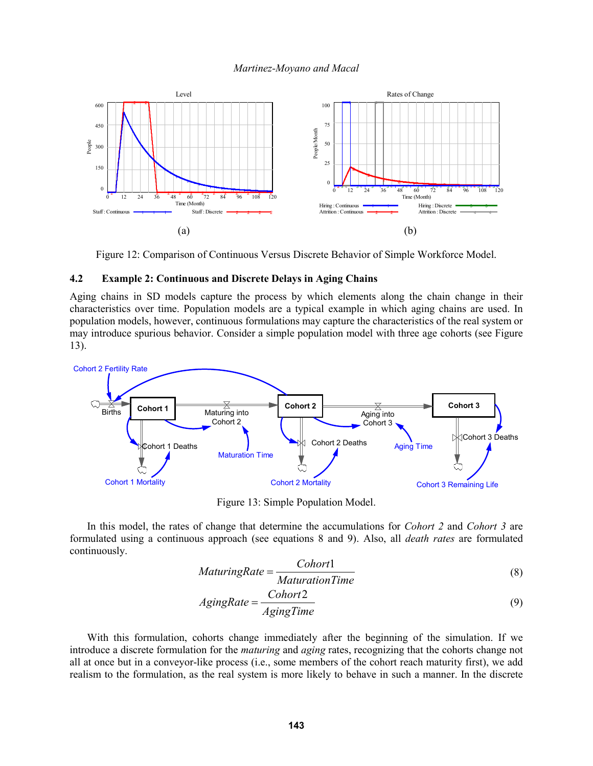Level

600
450
300
150
0

People

0 12 24 36 48 60 72 84 96 108 120
Time (Month)

Staff : Continuous
Staff : Discrete

(a)

Rates of Change

100
75
50
25
0

People/Month

0 12 24 36 48 60 72 84 96 108 120
Time (Month)

Hiring : Continuous
Attrition : Continuous
Hiring : Discrete
Attrition : Discrete

(b)

Figure 12: Comparison of Continuous Versus Discrete Behavior of Simple Workforce Model.

### 4.2 Example 2: Continuous and Discrete Delays in Aging Chains

Aging chains in SD models capture the process by which elements along the chain change in their characteristics over time. Population models are a typical example in which aging chains are used. In population models, however, continuous formulations may capture the characteristics of the real system or may introduce spurious behavior. Consider a simple population model with three age cohorts (see Figure 13).

Cohort 2 Fertility Rate
Births
Cohort 1
Maturing into Cohort 2
Cohort 2
Aging into Cohort 3
Cohort 3
Cohort 1 Deaths
Maturation Time
Cohort 2 Deaths
Aging Time
Cohort 3 Deaths
Cohort 1 Mortality
Cohort 2 Mortality
Cohort 3 Remaining Life

Figure 13: Simple Population Model.

In this model, the rates of change that determine the accumulations for *Cohort 2* and *Cohort 3* are formulated using a continuous approach (see equations 8 and 9). Also, all *death rates* are formulated continuously.

$$MaturingRate = \frac{Cohort1}{MaturationTime} \tag{8}$$

$$AgingRate = \frac{Cohort2}{AgingTime} \tag{9}$$

With this formulation, cohorts change immediately after the beginning of the simulation. If we introduce a discrete formulation for the *maturing* and *aging* rates, recognizing that the cohorts change not all at once but in a conveyor-like process (i.e., some members of the cohort reach maturity first), we add realism to the formulation, as the real system is more likely to behave in such a manner. In the discrete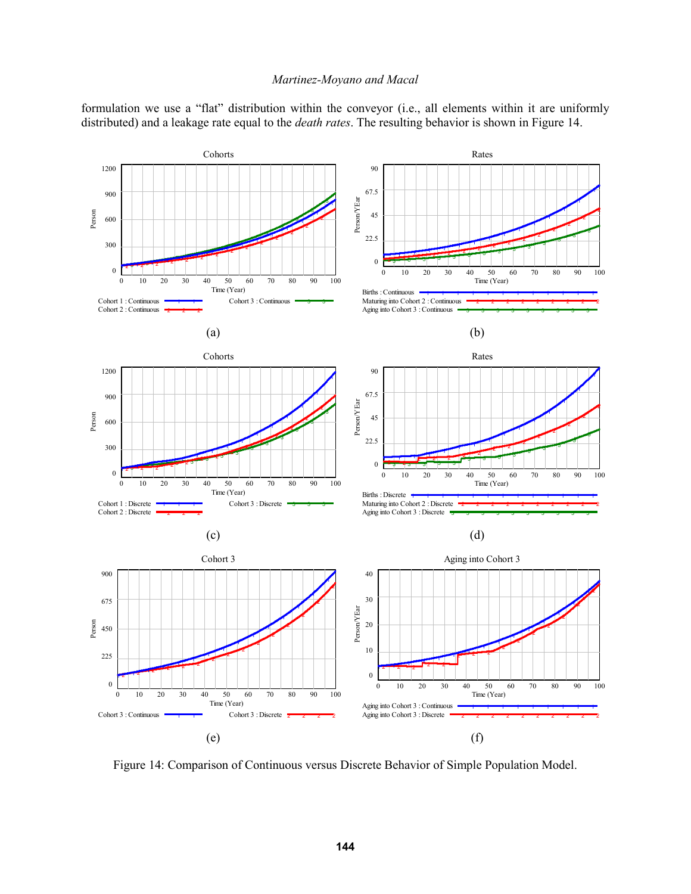formulation we use a "flat" distribution within the conveyor (i.e., all elements within it are uniformly distributed) and a leakage rate equal to the *death rates*. The resulting behavior is shown in Figure 14.

Cohorts

1200
900
600
300
0

Person

0 10 20 30 40 50 60 70 80 90 100
Time (Year)

Cohort 1 : Continuous
Cohort 2 : Continuous
Cohort 3 : Continuous

(a)

Rates

90
67.5
45
22.5
0

Person/YEar

0 10 20 30 40 50 60 70 80 90 100
Time (Year)

Births : Continuous
Maturing into Cohort 2 : Continuous
Aging into Cohort 3 : Continuous

(b)

Cohorts

1200
900
600
300
0

Person

0 10 20 30 40 50 60 70 80 90 100
Time (Year)

Cohort 1 : Discrete
Cohort 2 : Discrete
Cohort 3 : Discrete

(c)

Rates

90
67.5
45
22.5
0

Person/YEar

0 10 20 30 40 50 60 70 80 90 100
Time (Year)

Births : Discrete
Maturing into Cohort 2 : Discrete
Aging into Cohort 3 : Discrete

(d)

Cohort 3

900
675
450
225
0

Person

0 10 20 30 40 50 60 70 80 90 100
Time (Year)

Cohort 3 : Continuous
Cohort 3 : Discrete

(e)

Aging into Cohort 3

40
30
20
10
0

Person/YEar

0 10 20 30 40 50 60 70 80 90 100
Time (Year)

Aging into Cohort 3 : Continuous
Aging into Cohort 3 : Discrete

(f)

Figure 14: Comparison of Continuous versus Discrete Behavior of Simple Population Model.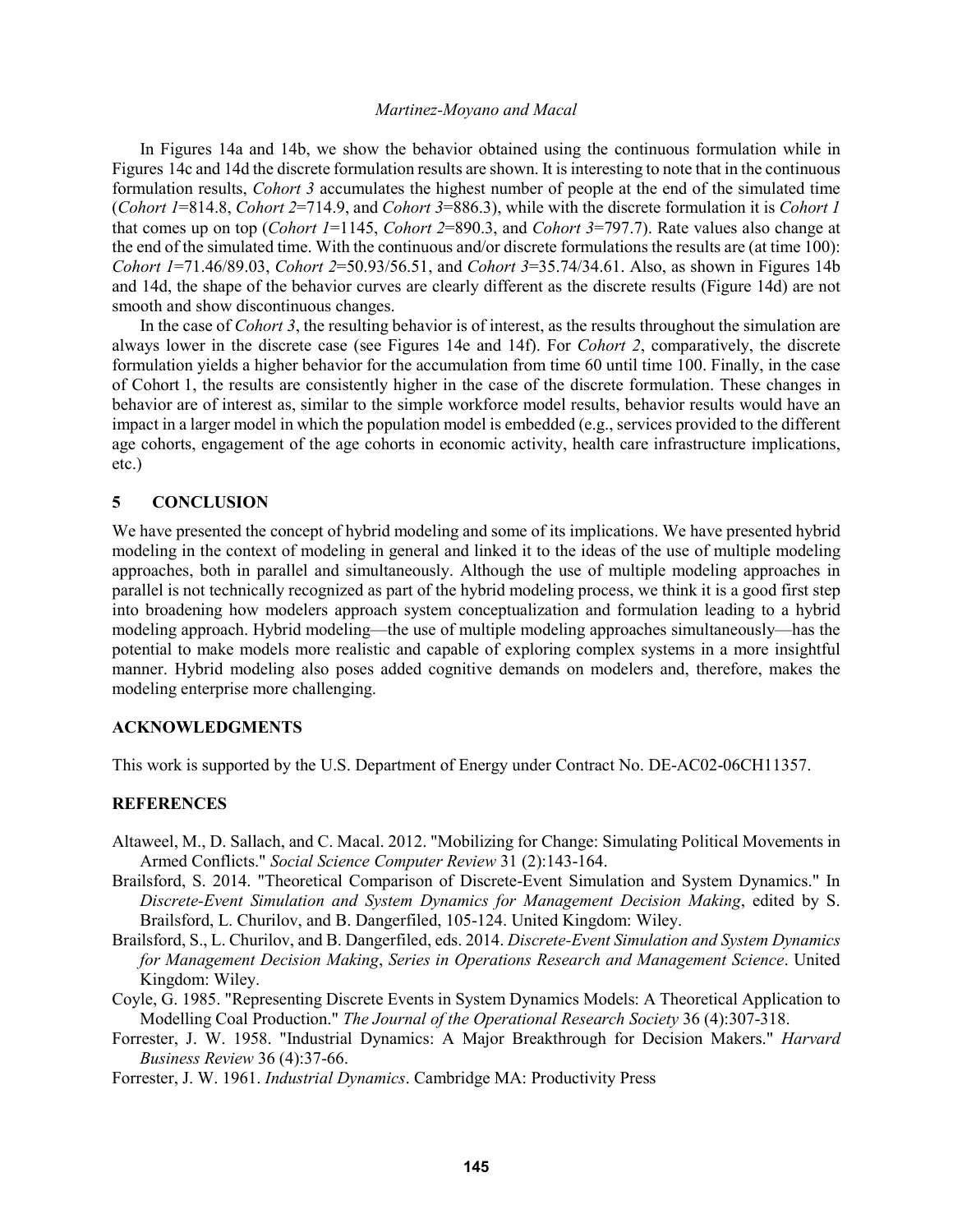In Figures 14a and 14b, we show the behavior obtained using the continuous formulation while in Figures 14c and 14d the discrete formulation results are shown. It is interesting to note that in the continuous formulation results, *Cohort 3* accumulates the highest number of people at the end of the simulated time (*Cohort 1*=814.8, *Cohort 2*=714.9, and *Cohort 3*=886.3), while with the discrete formulation it is *Cohort 1* that comes up on top (*Cohort 1*=1145, *Cohort 2*=890.3, and *Cohort 3*=797.7). Rate values also change at the end of the simulated time. With the continuous and/or discrete formulations the results are (at time 100): *Cohort 1*=71.46/89.03, *Cohort 2*=50.93/56.51, and *Cohort 3*=35.74/34.61. Also, as shown in Figures 14b and 14d, the shape of the behavior curves are clearly different as the discrete results (Figure 14d) are not smooth and show discontinuous changes.

In the case of *Cohort 3*, the resulting behavior is of interest, as the results throughout the simulation are always lower in the discrete case (see Figures 14e and 14f). For *Cohort 2*, comparatively, the discrete formulation yields a higher behavior for the accumulation from time 60 until time 100. Finally, in the case of Cohort 1, the results are consistently higher in the case of the discrete formulation. These changes in behavior are of interest as, similar to the simple workforce model results, behavior results would have an impact in a larger model in which the population model is embedded (e.g., services provided to the different age cohorts, engagement of the age cohorts in economic activity, health care infrastructure implications, etc.)

## 5 CONCLUSION

We have presented the concept of hybrid modeling and some of its implications. We have presented hybrid modeling in the context of modeling in general and linked it to the ideas of the use of multiple modeling approaches, both in parallel and simultaneously. Although the use of multiple modeling approaches in parallel is not technically recognized as part of the hybrid modeling process, we think it is a good first step into broadening how modelers approach system conceptualization and formulation leading to a hybrid modeling approach. Hybrid modeling—the use of multiple modeling approaches simultaneously—has the potential to make models more realistic and capable of exploring complex systems in a more insightful manner. Hybrid modeling also poses added cognitive demands on modelers and, therefore, makes the modeling enterprise more challenging.

## ACKNOWLEDGMENTS

This work is supported by the U.S. Department of Energy under Contract No. DE-AC02-06CH11357.

## REFERENCES

Altaweel, M., D. Sallach, and C. Macal. 2012. "Mobilizing for Change: Simulating Political Movements in Armed Conflicts." *Social Science Computer Review* 31 (2):143-164.

Brailsford, S. 2014. "Theoretical Comparison of Discrete-Event Simulation and System Dynamics." In *Discrete-Event Simulation and System Dynamics for Management Decision Making*, edited by S. Brailsford, L. Churilov, and B. Dangerfiled, 105-124. United Kingdom: Wiley.

Brailsford, S., L. Churilov, and B. Dangerfiled, eds. 2014. *Discrete-Event Simulation and System Dynamics for Management Decision Making*, *Series in Operations Research and Management Science*. United Kingdom: Wiley.

Coyle, G. 1985. "Representing Discrete Events in System Dynamics Models: A Theoretical Application to Modelling Coal Production." *The Journal of the Operational Research Society* 36 (4):307-318.

Forrester, J. W. 1958. "Industrial Dynamics: A Major Breakthrough for Decision Makers." *Harvard Business Review* 36 (4):37-66.

Forrester, J. W. 1961. *Industrial Dynamics*. Cambridge MA: Productivity Press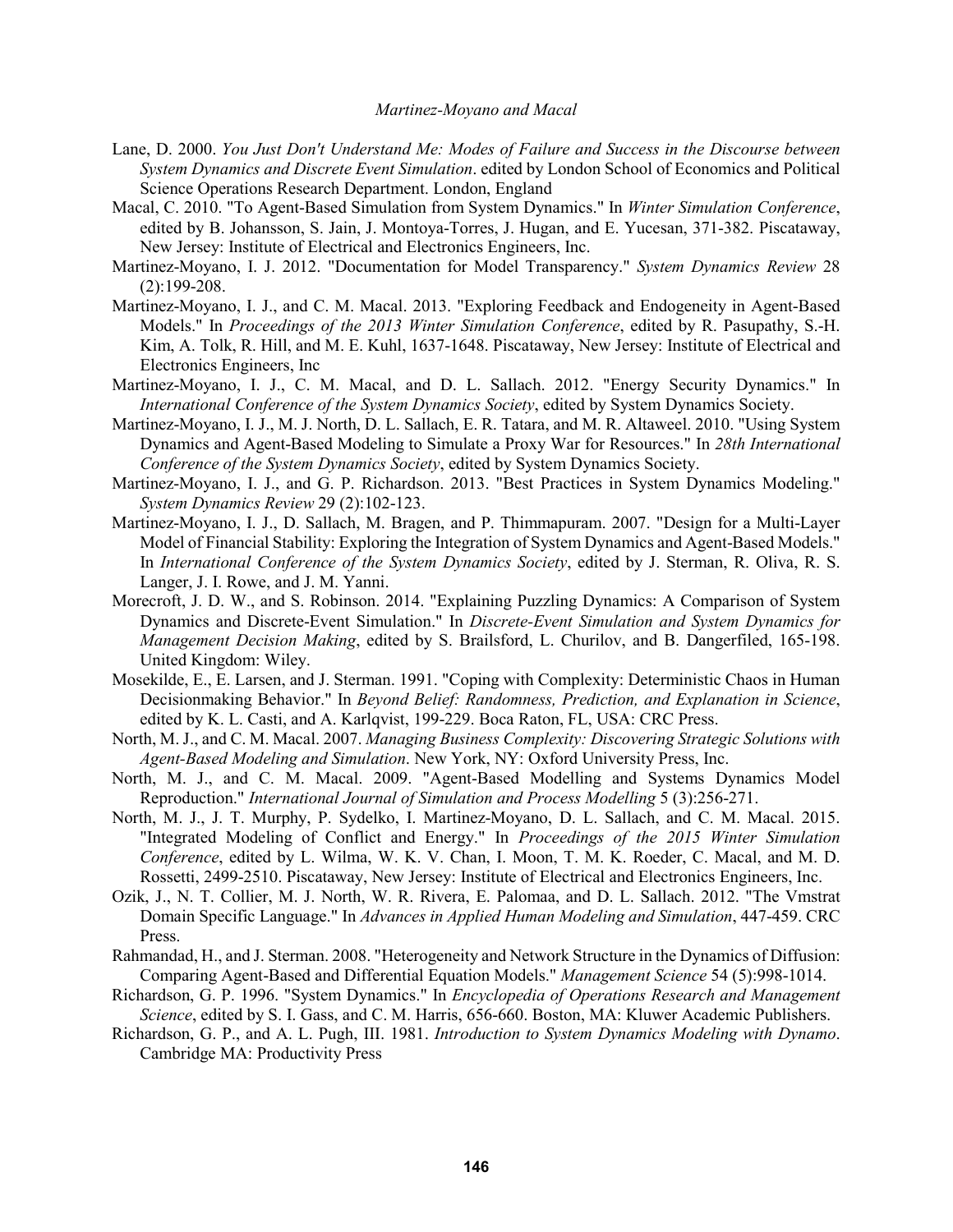Lane, D. 2000. *You Just Don't Understand Me: Modes of Failure and Success in the Discourse between System Dynamics and Discrete Event Simulation*. edited by London School of Economics and Political Science Operations Research Department. London, England

Macal, C. 2010. "To Agent-Based Simulation from System Dynamics." In *Winter Simulation Conference*, edited by B. Johansson, S. Jain, J. Montoya-Torres, J. Hugan, and E. Yucesan, 371-382. Piscataway, New Jersey: Institute of Electrical and Electronics Engineers, Inc.

Martinez-Moyano, I. J. 2012. "Documentation for Model Transparency." *System Dynamics Review* 28 (2):199-208.

Martinez-Moyano, I. J., and C. M. Macal. 2013. "Exploring Feedback and Endogeneity in Agent-Based Models." In *Proceedings of the 2013 Winter Simulation Conference*, edited by R. Pasupathy, S.-H. Kim, A. Tolk, R. Hill, and M. E. Kuhl, 1637-1648. Piscataway, New Jersey: Institute of Electrical and Electronics Engineers, Inc

Martinez-Moyano, I. J., C. M. Macal, and D. L. Sallach. 2012. "Energy Security Dynamics." In *International Conference of the System Dynamics Society*, edited by System Dynamics Society.

Martinez-Moyano, I. J., M. J. North, D. L. Sallach, E. R. Tatara, and M. R. Altaweel. 2010. "Using System Dynamics and Agent-Based Modeling to Simulate a Proxy War for Resources." In *28th International Conference of the System Dynamics Society*, edited by System Dynamics Society.

Martinez-Moyano, I. J., and G. P. Richardson. 2013. "Best Practices in System Dynamics Modeling." *System Dynamics Review* 29 (2):102-123.

Martinez-Moyano, I. J., D. Sallach, M. Bragen, and P. Thimmapuram. 2007. "Design for a Multi-Layer Model of Financial Stability: Exploring the Integration of System Dynamics and Agent-Based Models." In *International Conference of the System Dynamics Society*, edited by J. Sterman, R. Oliva, R. S. Langer, J. I. Rowe, and J. M. Yanni.

Morecroft, J. D. W., and S. Robinson. 2014. "Explaining Puzzling Dynamics: A Comparison of System Dynamics and Discrete-Event Simulation." In *Discrete-Event Simulation and System Dynamics for Management Decision Making*, edited by S. Brailsford, L. Churilov, and B. Dangerfiled, 165-198. United Kingdom: Wiley.

Mosekilde, E., E. Larsen, and J. Sterman. 1991. "Coping with Complexity: Deterministic Chaos in Human Decisionmaking Behavior." In *Beyond Belief: Randomness, Prediction, and Explanation in Science*, edited by K. L. Casti, and A. Karlqvist, 199-229. Boca Raton, FL, USA: CRC Press.

North, M. J., and C. M. Macal. 2007. *Managing Business Complexity: Discovering Strategic Solutions with Agent-Based Modeling and Simulation*. New York, NY: Oxford University Press, Inc.

North, M. J., and C. M. Macal. 2009. "Agent-Based Modelling and Systems Dynamics Model Reproduction." *International Journal of Simulation and Process Modelling* 5 (3):256-271.

North, M. J., J. T. Murphy, P. Sydelko, I. Martinez-Moyano, D. L. Sallach, and C. M. Macal. 2015. "Integrated Modeling of Conflict and Energy." In *Proceedings of the 2015 Winter Simulation Conference*, edited by L. Wilma, W. K. V. Chan, I. Moon, T. M. K. Roeder, C. Macal, and M. D. Rossetti, 2499-2510. Piscataway, New Jersey: Institute of Electrical and Electronics Engineers, Inc.

Ozik, J., N. T. Collier, M. J. North, W. R. Rivera, E. Palomaa, and D. L. Sallach. 2012. "The Vmstrat Domain Specific Language." In *Advances in Applied Human Modeling and Simulation*, 447-459. CRC Press.

Rahmandad, H., and J. Sterman. 2008. "Heterogeneity and Network Structure in the Dynamics of Diffusion: Comparing Agent-Based and Differential Equation Models." *Management Science* 54 (5):998-1014.

Richardson, G. P. 1996. "System Dynamics." In *Encyclopedia of Operations Research and Management Science*, edited by S. I. Gass, and C. M. Harris, 656-660. Boston, MA: Kluwer Academic Publishers.

Richardson, G. P., and A. L. Pugh, III. 1981. *Introduction to System Dynamics Modeling with Dynamo*. Cambridge MA: Productivity Press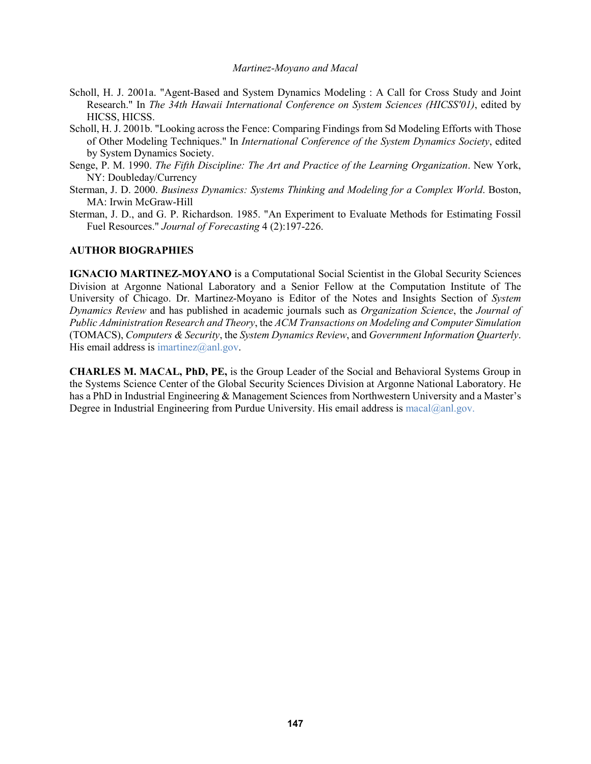Scholl, H. J. 2001a. "Agent-Based and System Dynamics Modeling : A Call for Cross Study and Joint Research." In *The 34th Hawaii International Conference on System Sciences (HICSS'01)*, edited by HICSS, HICSS.

Scholl, H. J. 2001b. "Looking across the Fence: Comparing Findings from Sd Modeling Efforts with Those of Other Modeling Techniques." In *International Conference of the System Dynamics Society*, edited by System Dynamics Society.

Senge, P. M. 1990. *The Fifth Discipline: The Art and Practice of the Learning Organization*. New York, NY: Doubleday/Currency

Sterman, J. D. 2000. *Business Dynamics: Systems Thinking and Modeling for a Complex World*. Boston, MA: Irwin McGraw-Hill

Sterman, J. D., and G. P. Richardson. 1985. "An Experiment to Evaluate Methods for Estimating Fossil Fuel Resources." *Journal of Forecasting* 4 (2):197-226.

## AUTHOR BIOGRAPHIES

**IGNACIO MARTINEZ-MOYANO** is a Computational Social Scientist in the Global Security Sciences Division at Argonne National Laboratory and a Senior Fellow at the Computation Institute of The University of Chicago. Dr. Martinez-Moyano is Editor of the Notes and Insights Section of *System Dynamics Review* and has published in academic journals such as *Organization Science*, the *Journal of Public Administration Research and Theory*, the *ACM Transactions on Modeling and Computer Simulation* (TOMACS), *Computers & Security*, the *System Dynamics Review*, and *Government Information Quarterly*. His email address is imartinez@anl.gov.

**CHARLES M. MACAL, PhD, PE,** is the Group Leader of the Social and Behavioral Systems Group in the Systems Science Center of the Global Security Sciences Division at Argonne National Laboratory. He has a PhD in Industrial Engineering & Management Sciences from Northwestern University and a Master's Degree in Industrial Engineering from Purdue University. His email address is macal@anl.gov.